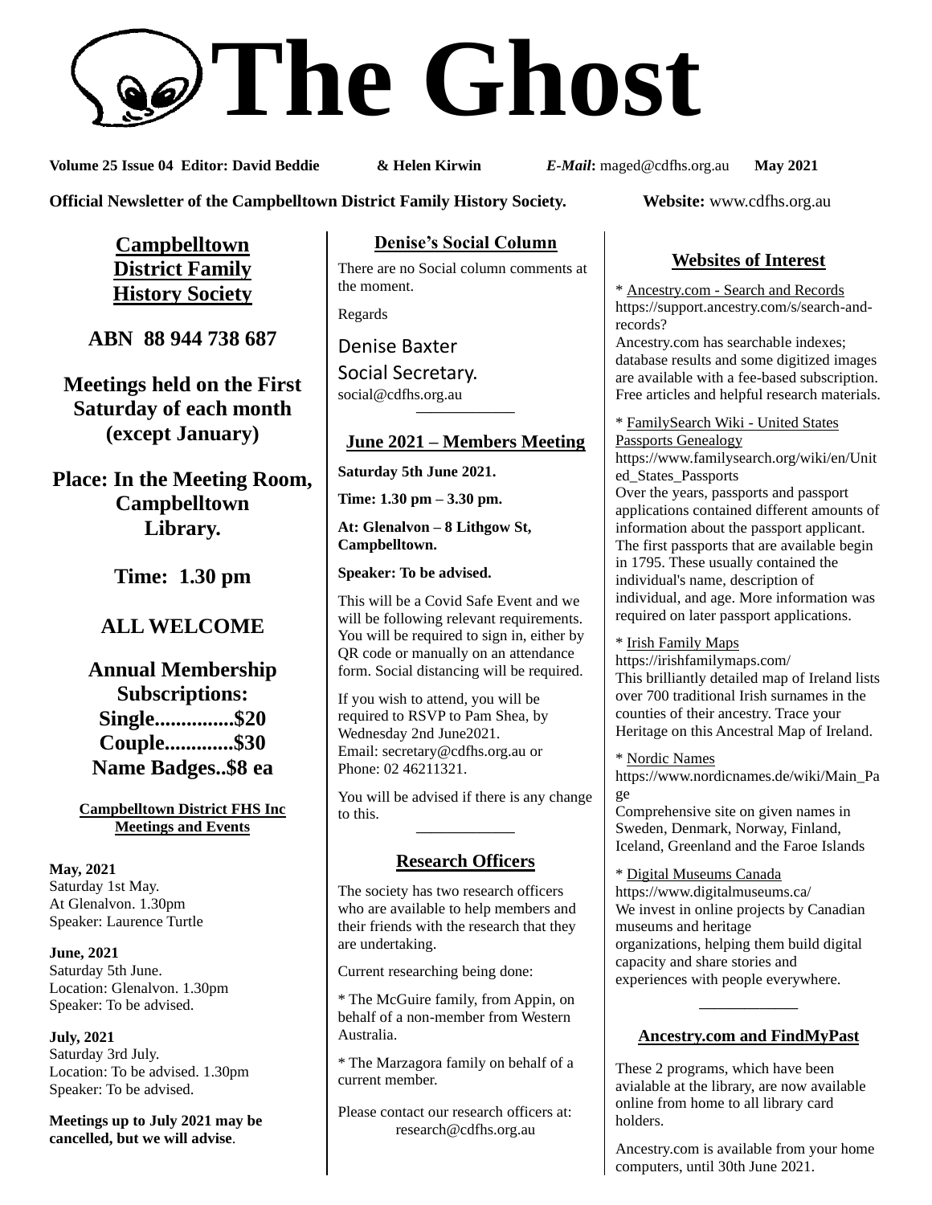# The Ghost

**Volume 25 Issue 04 Editor: David Beddie & Helen Kirwin** ***E-Mail*****:** maged@cdfhs.org.au **May 2021**

**Official Newsletter of the Campbelltown District Family History Society.** **Website:** www.cdfhs.org.au

## Campbelltown District Family History Society

**ABN 88 944 738 687**

**Meetings held on the First Saturday of each month (except January)**

**Place: In the Meeting Room, Campbelltown Library.**

**Time: 1.30 pm**

**ALL WELCOME**

**Annual Membership Subscriptions:**
**Single..............$20**
**Couple.............$30**
**Name Badges..$8 ea**

### Campbelltown District FHS Inc Meetings and Events

**May, 2021**
Saturday 1st May.
At Glenalvon. 1.30pm
Speaker: Laurence Turtle

**June, 2021**
Saturday 5th June.
Location: Glenalvon. 1.30pm
Speaker: To be advised.

**July, 2021**
Saturday 3rd July.
Location: To be advised. 1.30pm
Speaker: To be advised.

**Meetings up to July 2021 may be cancelled, but we will advise**.

## Denise's Social Column

There are no Social column comments at the moment.

Regards

Denise Baxter
Social Secretary.
social@cdfhs.org.au

---

## June 2021 – Members Meeting

**Saturday 5th June 2021.**

**Time: 1.30 pm – 3.30 pm.**

**At: Glenalvon – 8 Lithgow St, Campbelltown.**

**Speaker: To be advised.**

This will be a Covid Safe Event and we will be following relevant requirements. You will be required to sign in, either by QR code or manually on an attendance form. Social distancing will be required.

If you wish to attend, you will be required to RSVP to Pam Shea, by Wednesday 2nd June2021.
Email: secretary@cdfhs.org.au or
Phone: 02 46211321.

You will be advised if there is any change to this.

---

## Research Officers

The society has two research officers who are available to help members and their friends with the research that they are undertaking.

Current researching being done:

* The McGuire family, from Appin, on behalf of a non-member from Western Australia.

* The Marzagora family on behalf of a current member.

Please contact our research officers at:
research@cdfhs.org.au

## Websites of Interest

* Ancestry.com - Search and Records
https://support.ancestry.com/s/search-and-records?
Ancestry.com has searchable indexes; database results and some digitized images are available with a fee-based subscription. Free articles and helpful research materials.

* FamilySearch Wiki - United States Passports Genealogy
https://www.familysearch.org/wiki/en/United_States_Passports
Over the years, passports and passport applications contained different amounts of information about the passport applicant. The first passports that are available begin in 1795. These usually contained the individual's name, description of individual, and age. More information was required on later passport applications.

* Irish Family Maps
https://irishfamilymaps.com/
This brilliantly detailed map of Ireland lists over 700 traditional Irish surnames in the counties of their ancestry. Trace your Heritage on this Ancestral Map of Ireland.

* Nordic Names
https://www.nordicnames.de/wiki/Main_Page
Comprehensive site on given names in Sweden, Denmark, Norway, Finland, Iceland, Greenland and the Faroe Islands

* Digital Museums Canada
https://www.digitalmuseums.ca/
We invest in online projects by Canadian museums and heritage organizations, helping them build digital capacity and share stories and experiences with people everywhere.

---

## Ancestry.com and FindMyPast

These 2 programs, which have been avialable at the library, are now available online from home to all library card holders.

Ancestry.com is available from your home computers, until 30th June 2021.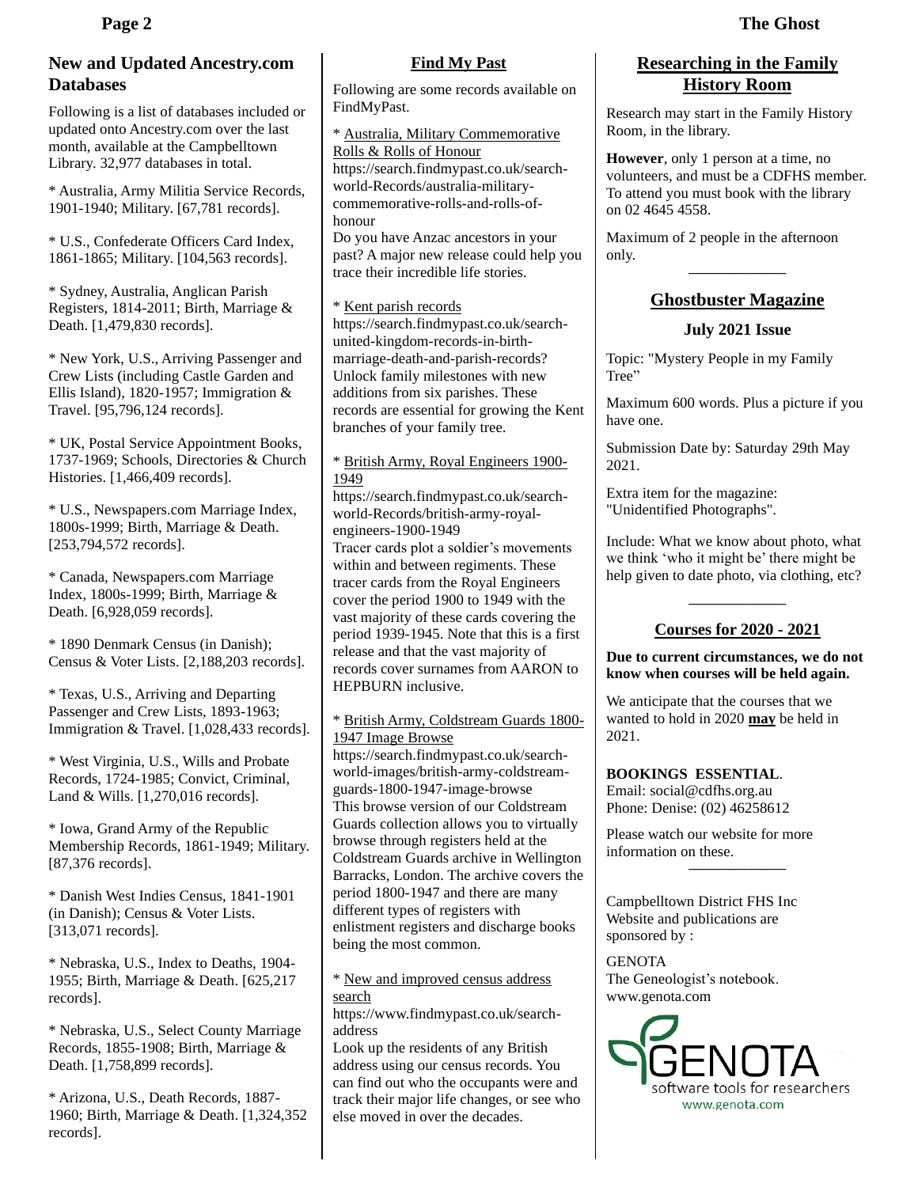## New and Updated Ancestry.com Databases

Following is a list of databases included or updated onto Ancestry.com over the last month, available at the Campbelltown Library. 32,977 databases in total.

* Australia, Army Militia Service Records, 1901-1940; Military. [67,781 records].

* U.S., Confederate Officers Card Index, 1861-1865; Military. [104,563 records].

* Sydney, Australia, Anglican Parish Registers, 1814-2011; Birth, Marriage & Death. [1,479,830 records].

* New York, U.S., Arriving Passenger and Crew Lists (including Castle Garden and Ellis Island), 1820-1957; Immigration & Travel. [95,796,124 records].

* UK, Postal Service Appointment Books, 1737-1969; Schools, Directories & Church Histories. [1,466,409 records].

* U.S., Newspapers.com Marriage Index, 1800s-1999; Birth, Marriage & Death. [253,794,572 records].

* Canada, Newspapers.com Marriage Index, 1800s-1999; Birth, Marriage & Death. [6,928,059 records].

* 1890 Denmark Census (in Danish); Census & Voter Lists. [2,188,203 records].

* Texas, U.S., Arriving and Departing Passenger and Crew Lists, 1893-1963; Immigration & Travel. [1,028,433 records].

* West Virginia, U.S., Wills and Probate Records, 1724-1985; Convict, Criminal, Land & Wills. [1,270,016 records].

* Iowa, Grand Army of the Republic Membership Records, 1861-1949; Military. [87,376 records].

* Danish West Indies Census, 1841-1901 (in Danish); Census & Voter Lists. [313,071 records].

* Nebraska, U.S., Index to Deaths, 1904-1955; Birth, Marriage & Death. [625,217 records].

* Nebraska, U.S., Select County Marriage Records, 1855-1908; Birth, Marriage & Death. [1,758,899 records].

* Arizona, U.S., Death Records, 1887-1960; Birth, Marriage & Death. [1,324,352 records].

## Find My Past

Following are some records available on FindMyPast.

* Australia, Military Commemorative Rolls & Rolls of Honour
https://search.findmypast.co.uk/search-world-Records/australia-military-commemorative-rolls-and-rolls-of-honour
Do you have Anzac ancestors in your past? A major new release could help you trace their incredible life stories.

* Kent parish records
https://search.findmypast.co.uk/search-united-kingdom-records-in-birth-marriage-death-and-parish-records?
Unlock family milestones with new additions from six parishes. These records are essential for growing the Kent branches of your family tree.

* British Army, Royal Engineers 1900-1949
https://search.findmypast.co.uk/search-world-Records/british-army-royal-engineers-1900-1949
Tracer cards plot a soldier's movements within and between regiments. These tracer cards from the Royal Engineers cover the period 1900 to 1949 with the vast majority of these cards covering the period 1939-1945. Note that this is a first release and that the vast majority of records cover surnames from AARON to HEPBURN inclusive.

* British Army, Coldstream Guards 1800-1947 Image Browse
https://search.findmypast.co.uk/search-world-images/british-army-coldstream-guards-1800-1947-image-browse
This browse version of our Coldstream Guards collection allows you to virtually browse through registers held at the Coldstream Guards archive in Wellington Barracks, London. The archive covers the period 1800-1947 and there are many different types of registers with enlistment registers and discharge books being the most common.

* New and improved census address search
https://www.findmypast.co.uk/search-address
Look up the residents of any British address using our census records. You can find out who the occupants were and track their major life changes, or see who else moved in over the decades.

## Researching in the Family History Room

Research may start in the Family History Room, in the library.

**However**, only 1 person at a time, no volunteers, and must be a CDFHS member. To attend you must book with the library on 02 4645 4558.

Maximum of 2 people in the afternoon only.

---

## Ghostbuster Magazine

### July 2021 Issue

Topic: "Mystery People in my Family Tree"

Maximum 600 words. Plus a picture if you have one.

Submission Date by: Saturday 29th May 2021.

Extra item for the magazine: "Unidentified Photographs".

Include: What we know about photo, what we think 'who it might be' there might be help given to date photo, via clothing, etc?

---

## Courses for 2020 - 2021

**Due to current circumstances, we do not know when courses will be held again.**

We anticipate that the courses that we wanted to hold in 2020 **may** be held in 2021.

**BOOKINGS ESSENTIAL**.
Email: social@cdfhs.org.au
Phone: Denise: (02) 46258612

Please watch our website for more information on these.

---

Campbelltown District FHS Inc Website and publications are sponsored by :

GENOTA
The Geneologist's notebook.
www.genota.com

GENOTA
software tools for researchers
www.genota.com